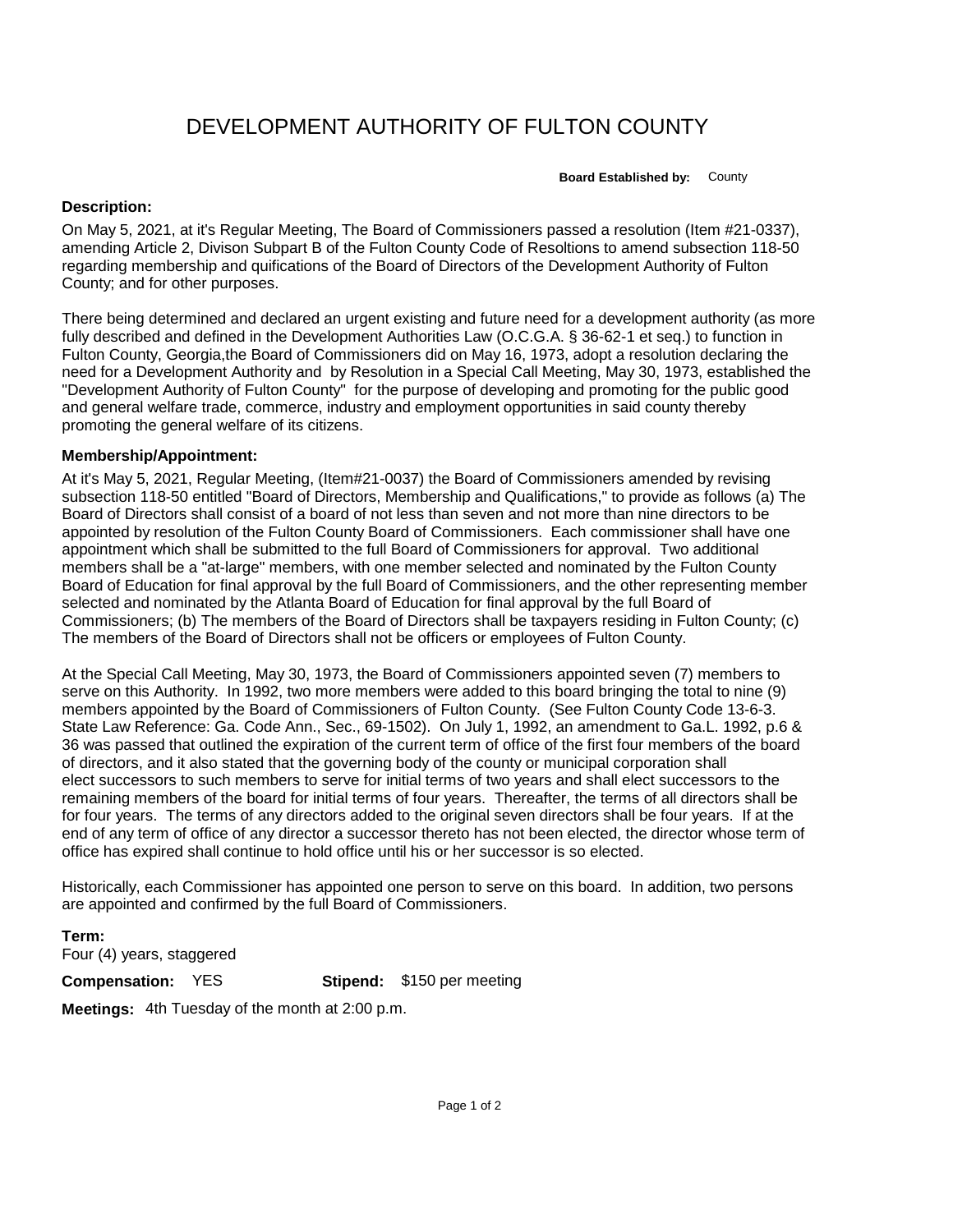# DEVELOPMENT AUTHORITY OF FULTON COUNTY

**Board Established by:** County

**Description:**

On May 5, 2021, at it's Regular Meeting, The Board of Commissioners passed a resolution (Item #21-0337), amending Article 2, Divison Subpart B of the Fulton County Code of Resoltions to amend subsection 118-50 regarding membership and quifications of the Board of Directors of the Development Authority of Fulton County; and for other purposes.

There being determined and declared an urgent existing and future need for a development authority (as more fully described and defined in the Development Authorities Law (O.C.G.A. § 36-62-1 et seq.) to function in Fulton County, Georgia,the Board of Commissioners did on May 16, 1973, adopt a resolution declaring the need for a Development Authority and by Resolution in a Special Call Meeting, May 30, 1973, established the "Development Authority of Fulton County" for the purpose of developing and promoting for the public good and general welfare trade, commerce, industry and employment opportunities in said county thereby promoting the general welfare of its citizens.

**Membership/Appointment:**

At it's May 5, 2021, Regular Meeting, (Item#21-0037) the Board of Commissioners amended by revising subsection 118-50 entitled "Board of Directors, Membership and Qualifications," to provide as follows (a) The Board of Directors shall consist of a board of not less than seven and not more than nine directors to be appointed by resolution of the Fulton County Board of Commissioners. Each commissioner shall have one appointment which shall be submitted to the full Board of Commissioners for approval. Two additional members shall be a "at-large" members, with one member selected and nominated by the Fulton County Board of Education for final approval by the full Board of Commissioners, and the other representing member selected and nominated by the Atlanta Board of Education for final approval by the full Board of Commissioners; (b) The members of the Board of Directors shall be taxpayers residing in Fulton County; (c) The members of the Board of Directors shall not be officers or employees of Fulton County.

At the Special Call Meeting, May 30, 1973, the Board of Commissioners appointed seven (7) members to serve on this Authority. In 1992, two more members were added to this board bringing the total to nine (9) members appointed by the Board of Commissioners of Fulton County. (See Fulton County Code 13-6-3. State Law Reference: Ga. Code Ann., Sec., 69-1502). On July 1, 1992, an amendment to Ga.L. 1992, p.6 & 36 was passed that outlined the expiration of the current term of office of the first four members of the board of directors, and it also stated that the governing body of the county or municipal corporation shall elect successors to such members to serve for initial terms of two years and shall elect successors to the remaining members of the board for initial terms of four years. Thereafter, the terms of all directors shall be for four years. The terms of any directors added to the original seven directors shall be four years. If at the end of any term of office of any director a successor thereto has not been elected, the director whose term of office has expired shall continue to hold office until his or her successor is so elected.

Historically, each Commissioner has appointed one person to serve on this board. In addition, two persons are appointed and confirmed by the full Board of Commissioners.

**Term:**
Four (4) years, staggered

**Compensation:** YES **Stipend:** $150 per meeting

**Meetings:** 4th Tuesday of the month at 2:00 p.m.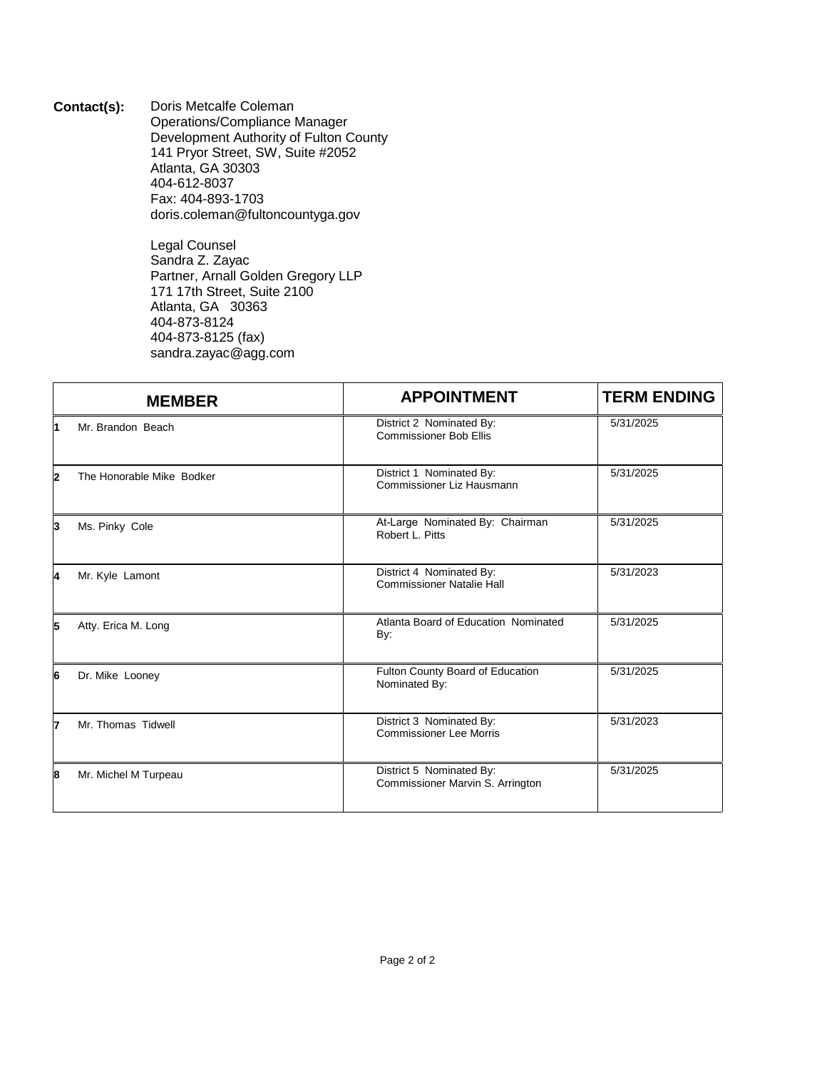**Contact(s):** Doris Metcalfe Coleman
Operations/Compliance Manager
Development Authority of Fulton County
141 Pryor Street, SW, Suite #2052
Atlanta, GA 30303
404-612-8037
Fax: 404-893-1703
doris.coleman@fultoncountyga.gov

Legal Counsel
Sandra Z. Zayac
Partner, Arnall Golden Gregory LLP
171 17th Street, Suite 2100
Atlanta, GA 30363
404-873-8124
404-873-8125 (fax)
sandra.zayac@agg.com

| | MEMBER | APPOINTMENT | TERM ENDING |
|---|---|---|---|
| 1 | Mr. Brandon Beach | District 2 Nominated By: Commissioner Bob Ellis | 5/31/2025 |
| 2 | The Honorable Mike Bodker | District 1 Nominated By: Commissioner Liz Hausmann | 5/31/2025 |
| 3 | Ms. Pinky Cole | At-Large Nominated By: Chairman Robert L. Pitts | 5/31/2025 |
| 4 | Mr. Kyle Lamont | District 4 Nominated By: Commissioner Natalie Hall | 5/31/2023 |
| 5 | Atty. Erica M. Long | Atlanta Board of Education Nominated By: | 5/31/2025 |
| 6 | Dr. Mike Looney | Fulton County Board of Education Nominated By: | 5/31/2025 |
| 7 | Mr. Thomas Tidwell | District 3 Nominated By: Commissioner Lee Morris | 5/31/2023 |
| 8 | Mr. Michel M Turpeau | District 5 Nominated By: Commissioner Marvin S. Arrington | 5/31/2025 |